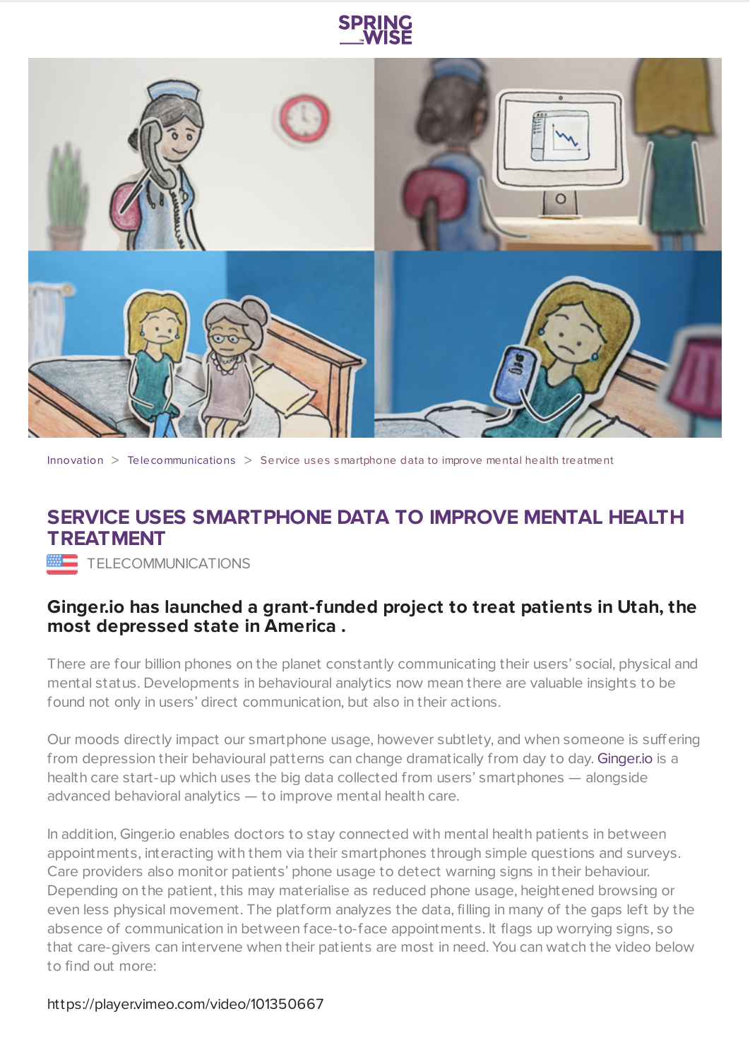Innovation > Telecommunications > Service uses smartphone data to improve mental health treatment

# SERVICE USES SMARTPHONE DATA TO IMPROVE MENTAL HEALTH TREATMENT

TELECOMMUNICATIONS

**Ginger.io has launched a grant-funded project to treat patients in Utah, the most depressed state in America .**

There are four billion phones on the planet constantly communicating their users' social, physical and mental status. Developments in behavioural analytics now mean there are valuable insights to be found not only in users' direct communication, but also in their actions.

Our moods directly impact our smartphone usage, however subtlety, and when someone is suffering from depression their behavioural patterns can change dramatically from day to day. Ginger.io is a health care start-up which uses the big data collected from users' smartphones — alongside advanced behavioral analytics — to improve mental health care.

In addition, Ginger.io enables doctors to stay connected with mental health patients in between appointments, interacting with them via their smartphones through simple questions and surveys. Care providers also monitor patients' phone usage to detect warning signs in their behaviour. Depending on the patient, this may materialise as reduced phone usage, heightened browsing or even less physical movement. The platform analyzes the data, filling in many of the gaps left by the absence of communication in between face-to-face appointments. It flags up worrying signs, so that care-givers can intervene when their patients are most in need. You can watch the video below to find out more:

https://player.vimeo.com/video/101350667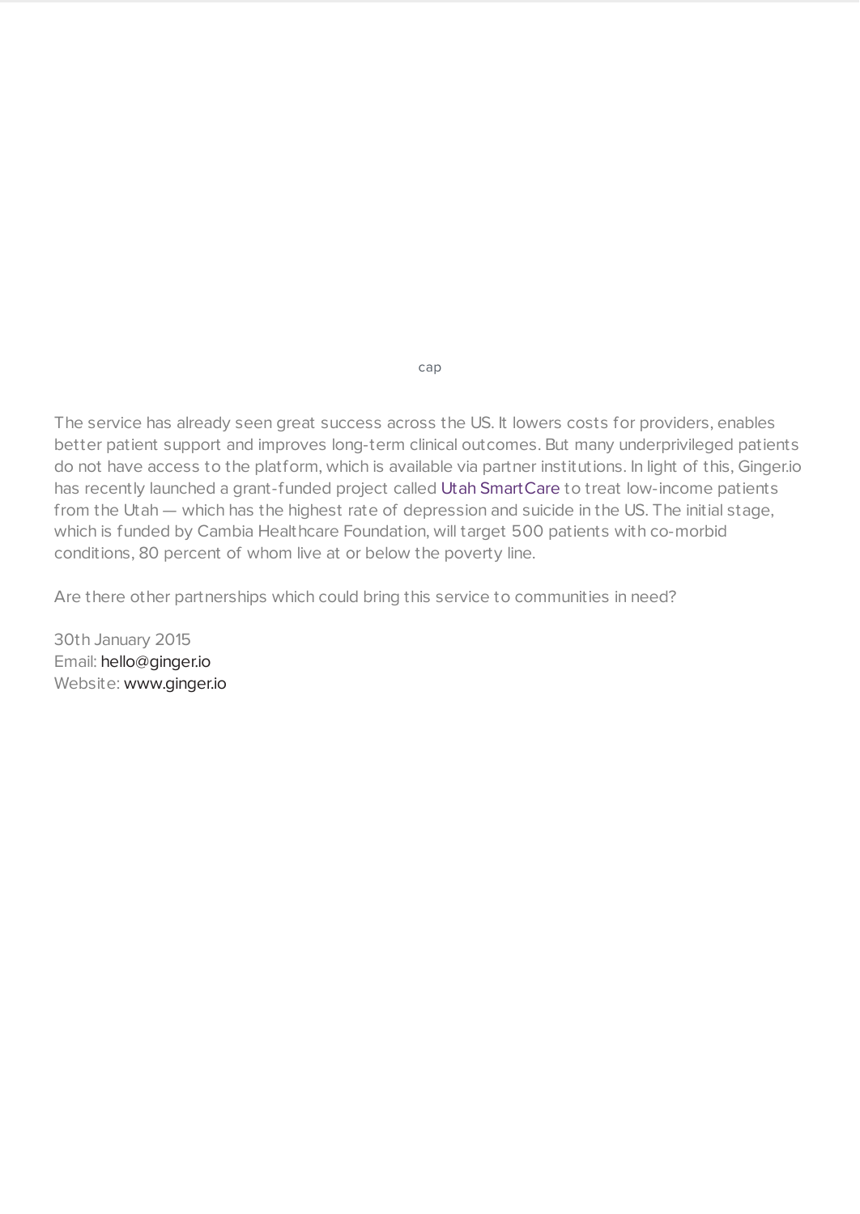cap

The service has already seen great success across the US. It lowers costs for providers, enables better patient support and improves long-term clinical outcomes. But many underprivileged patients do not have access to the platform, which is available via partner institutions. In light of this, Ginger.io has recently launched a grant-funded project called Utah SmartCare to treat low-income patients from the Utah — which has the highest rate of depression and suicide in the US. The initial stage, which is funded by Cambia Healthcare Foundation, will target 500 patients with co-morbid conditions, 80 percent of whom live at or below the poverty line.

Are there other partnerships which could bring this service to communities in need?

30th January 2015
Email: hello@ginger.io
Website: www.ginger.io